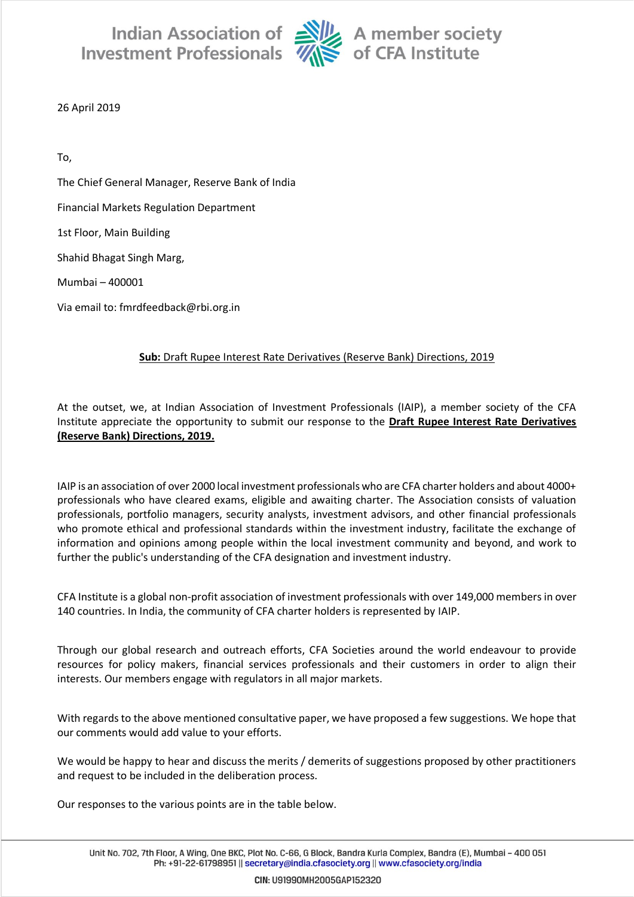Indian Association of Investment Professionals — A member society of CFA Institute

26 April 2019

To,

The Chief General Manager, Reserve Bank of India

Financial Markets Regulation Department

1st Floor, Main Building

Shahid Bhagat Singh Marg,

Mumbai – 400001

Via email to: fmrdfeedback@rbi.org.in

<u>**Sub:** Draft Rupee Interest Rate Derivatives (Reserve Bank) Directions, 2019</u>

At the outset, we, at Indian Association of Investment Professionals (IAIP), a member society of the CFA Institute appreciate the opportunity to submit our response to the **<u>Draft Rupee Interest Rate Derivatives (Reserve Bank) Directions, 2019.</u>**

IAIP is an association of over 2000 local investment professionals who are CFA charter holders and about 4000+ professionals who have cleared exams, eligible and awaiting charter. The Association consists of valuation professionals, portfolio managers, security analysts, investment advisors, and other financial professionals who promote ethical and professional standards within the investment industry, facilitate the exchange of information and opinions among people within the local investment community and beyond, and work to further the public's understanding of the CFA designation and investment industry.

CFA Institute is a global non-profit association of investment professionals with over 149,000 members in over 140 countries. In India, the community of CFA charter holders is represented by IAIP.

Through our global research and outreach efforts, CFA Societies around the world endeavour to provide resources for policy makers, financial services professionals and their customers in order to align their interests. Our members engage with regulators in all major markets.

With regards to the above mentioned consultative paper, we have proposed a few suggestions. We hope that our comments would add value to your efforts.

We would be happy to hear and discuss the merits / demerits of suggestions proposed by other practitioners and request to be included in the deliberation process.

Our responses to the various points are in the table below.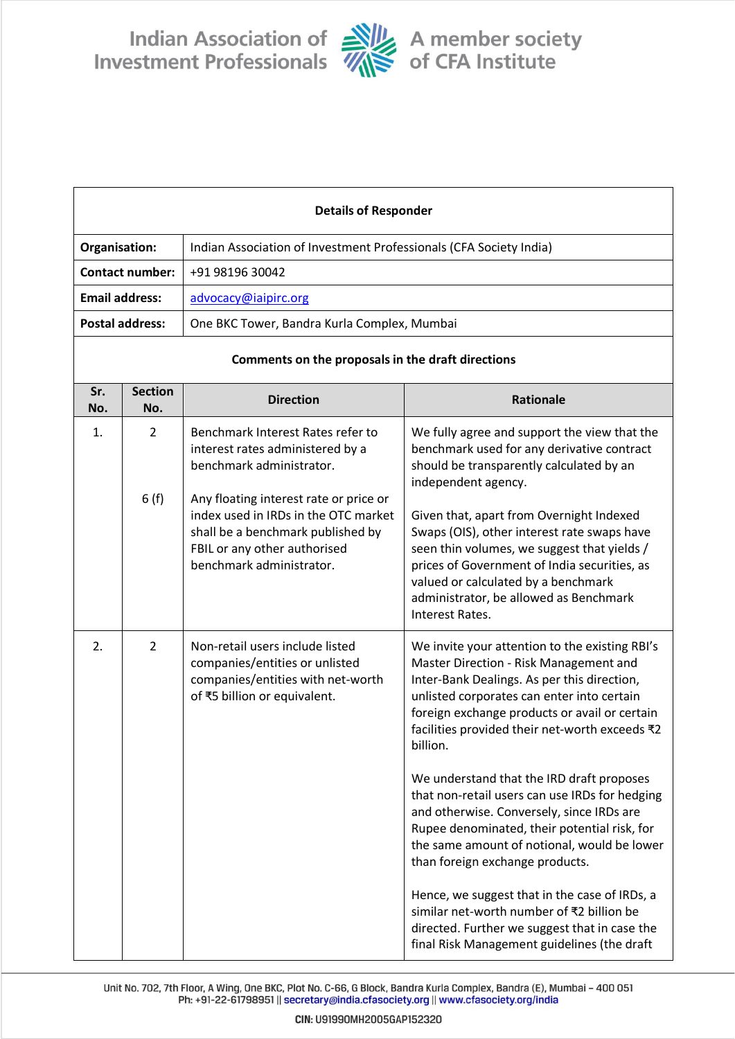| Details of Responder | |
|---|---|
| **Organisation:** | Indian Association of Investment Professionals (CFA Society India) |
| **Contact number:** | +91 98196 30042 |
| **Email address:** | advocacy@iaipirc.org |
| **Postal address:** | One BKC Tower, Bandra Kurla Complex, Mumbai |

**Comments on the proposals in the draft directions**

| Sr. No. | Section No. | Direction | Rationale |
|---|---|---|---|
| 1. | 2<br><br>6 (f) | Benchmark Interest Rates refer to interest rates administered by a benchmark administrator.<br><br>Any floating interest rate or price or index used in IRDs in the OTC market shall be a benchmark published by FBIL or any other authorised benchmark administrator. | We fully agree and support the view that the benchmark used for any derivative contract should be transparently calculated by an independent agency.<br><br>Given that, apart from Overnight Indexed Swaps (OIS), other interest rate swaps have seen thin volumes, we suggest that yields / prices of Government of India securities, as valued or calculated by a benchmark administrator, be allowed as Benchmark Interest Rates. |
| 2. | 2 | Non-retail users include listed companies/entities or unlisted companies/entities with net-worth of ₹5 billion or equivalent. | We invite your attention to the existing RBI's Master Direction - Risk Management and Inter-Bank Dealings. As per this direction, unlisted corporates can enter into certain foreign exchange products or avail or certain facilities provided their net-worth exceeds ₹2 billion.<br><br>We understand that the IRD draft proposes that non-retail users can use IRDs for hedging and otherwise. Conversely, since IRDs are Rupee denominated, their potential risk, for the same amount of notional, would be lower than foreign exchange products.<br><br>Hence, we suggest that in the case of IRDs, a similar net-worth number of ₹2 billion be directed. Further we suggest that in case the final Risk Management guidelines (the draft |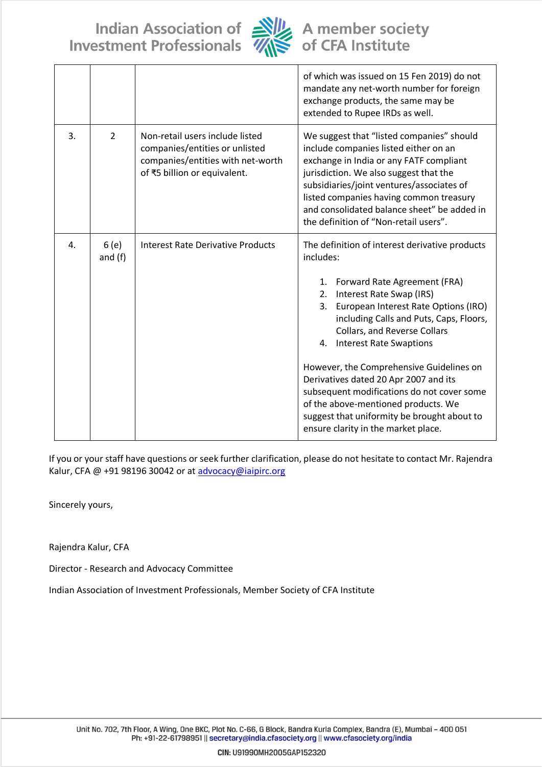| | | | |
|---|---|---|---|
| | | | of which was issued on 15 Fen 2019) do not mandate any net-worth number for foreign exchange products, the same may be extended to Rupee IRDs as well. |
| 3. | 2 | Non-retail users include listed companies/entities or unlisted companies/entities with net-worth of ₹5 billion or equivalent. | We suggest that "listed companies" should include companies listed either on an exchange in India or any FATF compliant jurisdiction. We also suggest that the subsidiaries/joint ventures/associates of listed companies having common treasury and consolidated balance sheet" be added in the definition of "Non-retail users". |
| 4. | 6 (e) and (f) | Interest Rate Derivative Products | The definition of interest derivative products includes:<br><br>1. Forward Rate Agreement (FRA)<br>2. Interest Rate Swap (IRS)<br>3. European Interest Rate Options (IRO) including Calls and Puts, Caps, Floors, Collars, and Reverse Collars<br>4. Interest Rate Swaptions<br><br>However, the Comprehensive Guidelines on Derivatives dated 20 Apr 2007 and its subsequent modifications do not cover some of the above-mentioned products. We suggest that uniformity be brought about to ensure clarity in the market place. |

If you or your staff have questions or seek further clarification, please do not hesitate to contact Mr. Rajendra Kalur, CFA @ +91 98196 30042 or at advocacy@iaipirc.org

Sincerely yours,

Rajendra Kalur, CFA

Director - Research and Advocacy Committee

Indian Association of Investment Professionals, Member Society of CFA Institute